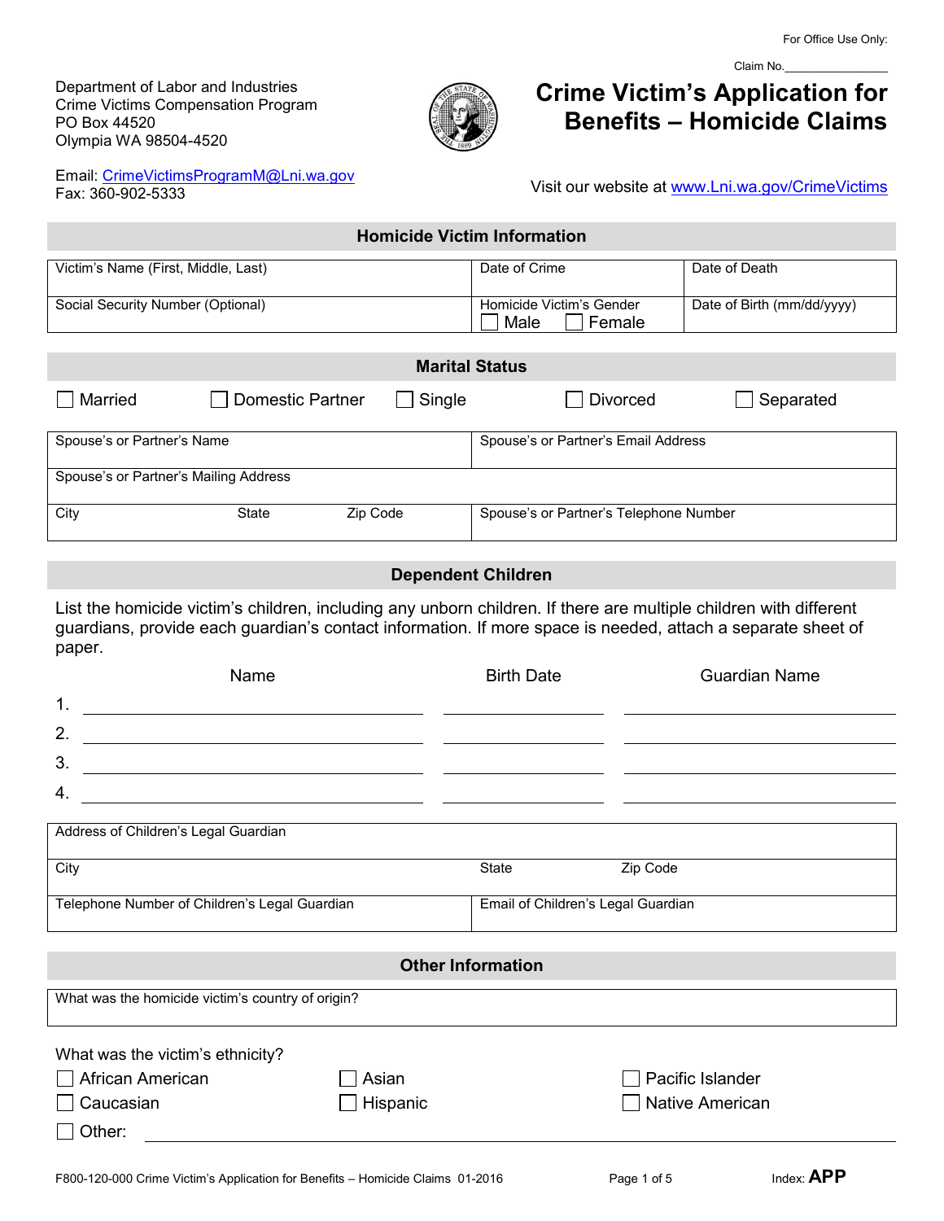For Office Use Only:

Claim No.\_\_\_\_\_\_\_\_\_\_\_\_\_\_\_\_

Department of Labor and Industries
Crime Victims Compensation Program
PO Box 44520
Olympia WA 98504-4520

Email: CrimeVictimsProgramM@Lni.wa.gov
Fax: 360-902-5333

# Crime Victim's Application for Benefits – Homicide Claims

Visit our website at www.Lni.wa.gov/CrimeVictims

## Homicide Victim Information

| Victim's Name (First, Middle, Last) | Date of Crime | Date of Death |
|---|---|---|
| Social Security Number (Optional) | Homicide Victim's Gender ☐ Male ☐ Female | Date of Birth (mm/dd/yyyy) |

## Marital Status

☐ Married ☐ Domestic Partner ☐ Single ☐ Divorced ☐ Separated

| Spouse's or Partner's Name | | | Spouse's or Partner's Email Address |
|---|---|---|---|
| Spouse's or Partner's Mailing Address | | | |
| City | State | Zip Code | Spouse's or Partner's Telephone Number |

## Dependent Children

List the homicide victim's children, including any unborn children. If there are multiple children with different guardians, provide each guardian's contact information. If more space is needed, attach a separate sheet of paper.

| | Name | Birth Date | Guardian Name |
|---|---|---|---|
| 1. | | | |
| 2. | | | |
| 3. | | | |
| 4. | | | |

| Address of Children's Legal Guardian | | |
|---|---|---|
| City | State | Zip Code |
| Telephone Number of Children's Legal Guardian | Email of Children's Legal Guardian | |

## Other Information

What was the homicide victim's country of origin?

What was the victim's ethnicity?

☐ African American ☐ Asian ☐ Pacific Islander
☐ Caucasian ☐ Hispanic ☐ Native American
☐ Other: \_\_\_\_\_\_\_\_\_\_\_\_\_\_\_\_\_\_\_\_\_\_\_\_\_\_\_\_\_\_

F800-120-000 Crime Victim's Application for Benefits – Homicide Claims 01-2016 Index: **APP**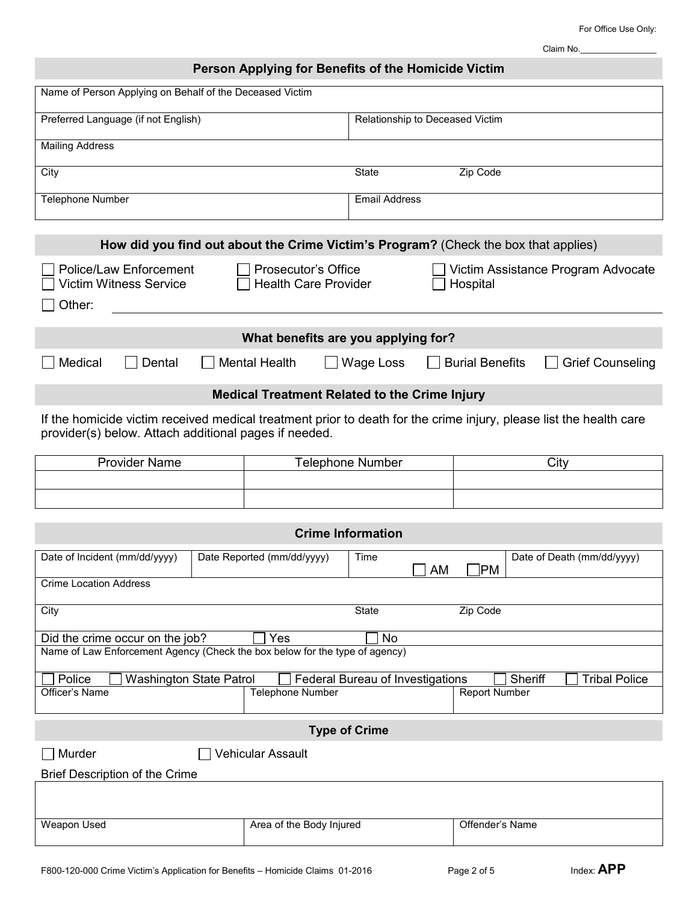For Office Use Only:

Claim No.________________

## Person Applying for Benefits of the Homicide Victim

| Name of Person Applying on Behalf of the Deceased Victim | |
|---|---|
| Preferred Language (if not English) | Relationship to Deceased Victim |
| Mailing Address | |
| City | State Zip Code |
| Telephone Number | Email Address |

## How did you find out about the Crime Victim's Program? (Check the box that applies)

☐ Police/Law Enforcement ☐ Prosecutor's Office ☐ Victim Assistance Program Advocate
☐ Victim Witness Service ☐ Health Care Provider ☐ Hospital
☐ Other: ________________________________

## What benefits are you applying for?

☐ Medical ☐ Dental ☐ Mental Health ☐ Wage Loss ☐ Burial Benefits ☐ Grief Counseling

## Medical Treatment Related to the Crime Injury

If the homicide victim received medical treatment prior to death for the crime injury, please list the health care provider(s) below. Attach additional pages if needed.

| Provider Name | Telephone Number | City |
|---|---|---|
| | | |
| | | |

## Crime Information

| Date of Incident (mm/dd/yyyy) | Date Reported (mm/dd/yyyy) | Time ☐ AM ☐ PM | Date of Death (mm/dd/yyyy) |
|---|---|---|---|
| Crime Location Address | | | |
| City | | State Zip Code | |
| Did the crime occur on the job? ☐ Yes ☐ No | | | |
| Name of Law Enforcement Agency (Check the box below for the type of agency) | | | |
| ☐ Police ☐ Washington State Patrol ☐ Federal Bureau of Investigations ☐ Sheriff ☐ Tribal Police | | | |

| Officer's Name | Telephone Number | Report Number |
|---|---|---|

## Type of Crime

☐ Murder ☐ Vehicular Assault

Brief Description of the Crime

| |
|---|
| |

| Weapon Used | Area of the Body Injured | Offender's Name |
|---|---|---|

F800-120-000 Crime Victim's Application for Benefits – Homicide Claims 01-2016 Index: **APP**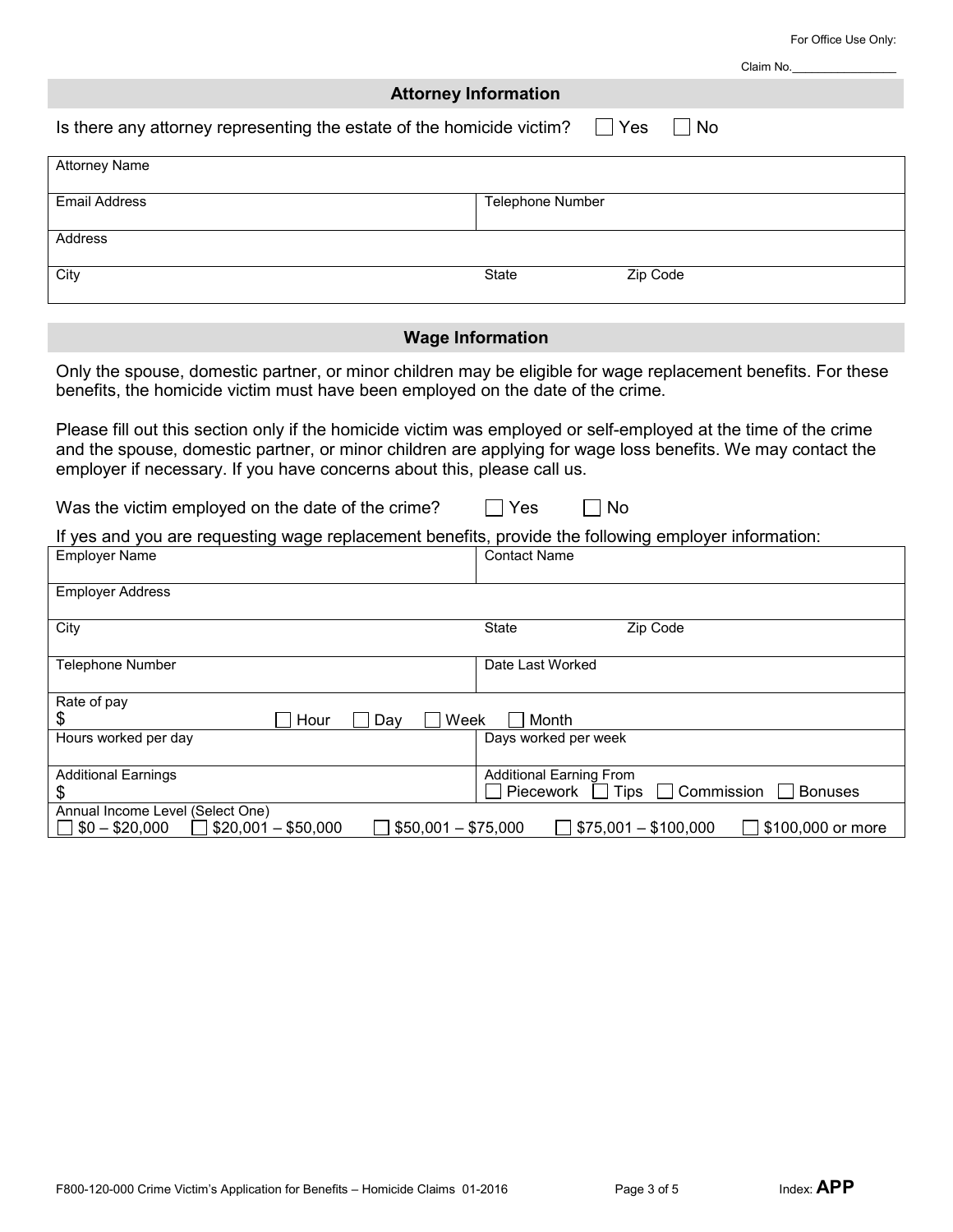For Office Use Only:

Claim No.________________

## Attorney Information

Is there any attorney representing the estate of the homicide victim? ☐ Yes ☐ No

| Attorney Name | |
|---|---|
| Email Address | Telephone Number |
| Address | |
| City | State Zip Code |

## Wage Information

Only the spouse, domestic partner, or minor children may be eligible for wage replacement benefits. For these benefits, the homicide victim must have been employed on the date of the crime.

Please fill out this section only if the homicide victim was employed or self-employed at the time of the crime and the spouse, domestic partner, or minor children are applying for wage loss benefits. We may contact the employer if necessary. If you have concerns about this, please call us.

Was the victim employed on the date of the crime? ☐ Yes ☐ No

If yes and you are requesting wage replacement benefits, provide the following employer information:

| Employer Name | Contact Name |
|---|---|
| Employer Address | |
| City | State Zip Code |
| Telephone Number | Date Last Worked |
| Rate of pay $ ☐ Hour ☐ Day ☐ Week ☐ Month | |
| Hours worked per day | Days worked per week |
| Additional Earnings $ | Additional Earning From ☐ Piecework ☐ Tips ☐ Commission ☐ Bonuses |
| Annual Income Level (Select One) ☐ $0 – $20,000 ☐ $20,001 – $50,000 ☐ $50,001 – $75,000 ☐ $75,001 – $100,000 ☐ $100,000 or more | |

F800-120-000 Crime Victim's Application for Benefits – Homicide Claims 01-2016

Index: **APP**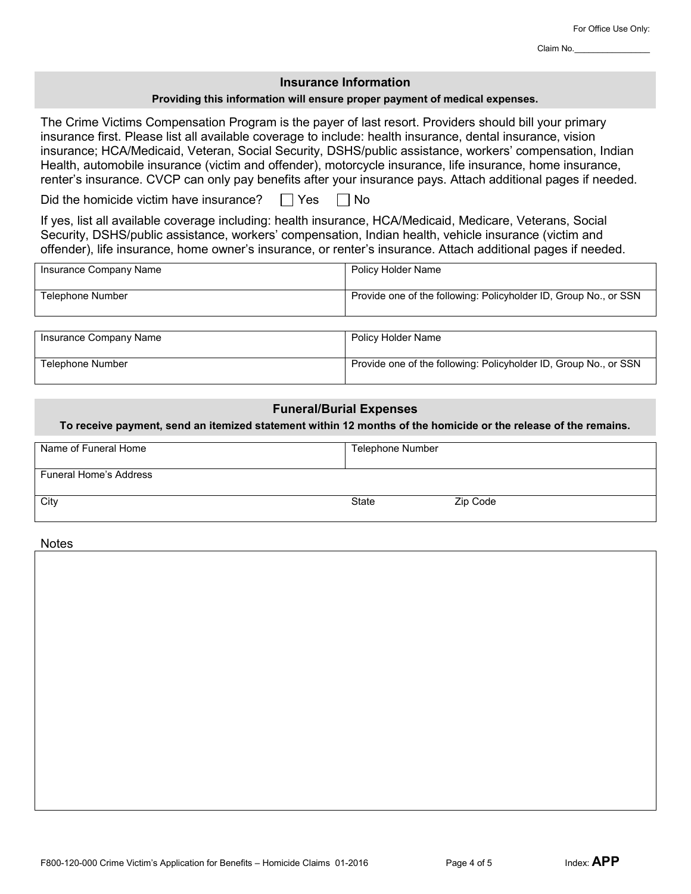For Office Use Only:

Claim No.________________

## Insurance Information

**Providing this information will ensure proper payment of medical expenses.**

The Crime Victims Compensation Program is the payer of last resort. Providers should bill your primary insurance first. Please list all available coverage to include: health insurance, dental insurance, vision insurance; HCA/Medicaid, Veteran, Social Security, DSHS/public assistance, workers' compensation, Indian Health, automobile insurance (victim and offender), motorcycle insurance, life insurance, home insurance, renter's insurance. CVCP can only pay benefits after your insurance pays. Attach additional pages if needed.

Did the homicide victim have insurance? ☐ Yes ☐ No

If yes, list all available coverage including: health insurance, HCA/Medicaid, Medicare, Veterans, Social Security, DSHS/public assistance, workers' compensation, Indian health, vehicle insurance (victim and offender), life insurance, home owner's insurance, or renter's insurance. Attach additional pages if needed.

| Insurance Company Name | Policy Holder Name |
|---|---|
| Telephone Number | Provide one of the following: Policyholder ID, Group No., or SSN |

| Insurance Company Name | Policy Holder Name |
|---|---|
| Telephone Number | Provide one of the following: Policyholder ID, Group No., or SSN |

## Funeral/Burial Expenses

**To receive payment, send an itemized statement within 12 months of the homicide or the release of the remains.**

| Name of Funeral Home | Telephone Number | |
|---|---|---|
| Funeral Home's Address | | |
| City | State | Zip Code |

Notes

F800-120-000 Crime Victim's Application for Benefits – Homicide Claims 01-2016

Index: **APP**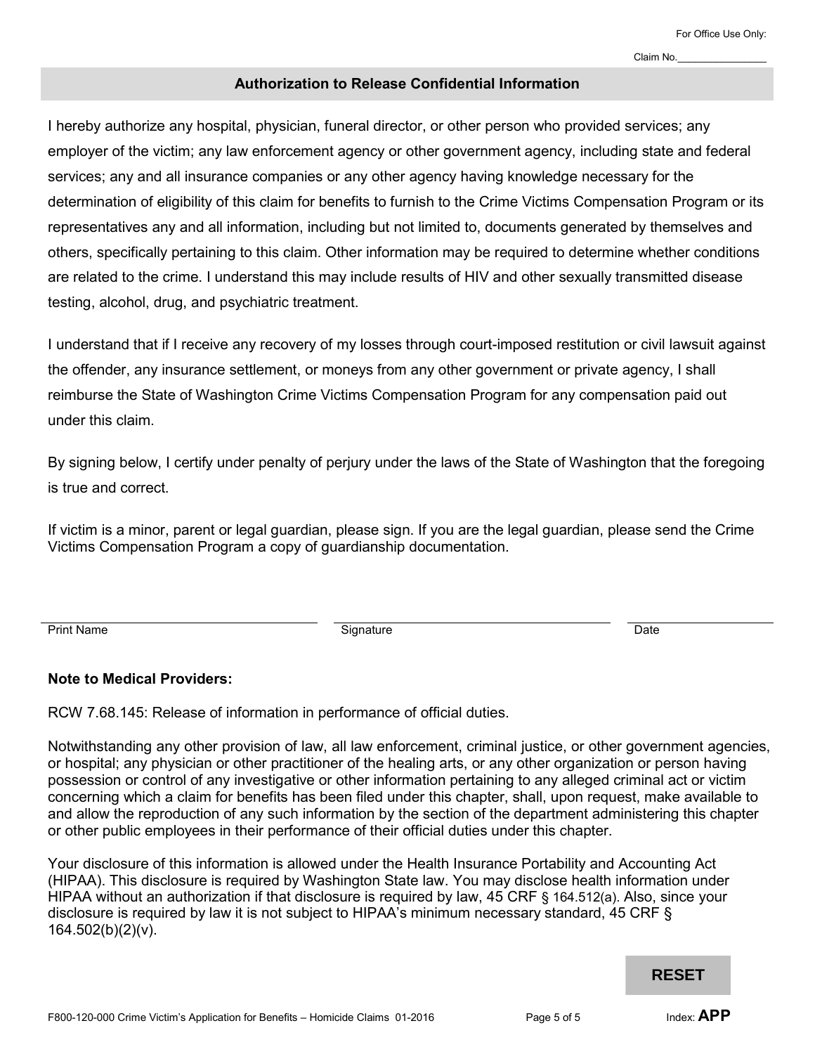For Office Use Only:

Claim No.\_\_\_\_\_\_\_\_\_\_\_\_\_\_\_

## Authorization to Release Confidential Information

I hereby authorize any hospital, physician, funeral director, or other person who provided services; any employer of the victim; any law enforcement agency or other government agency, including state and federal services; any and all insurance companies or any other agency having knowledge necessary for the determination of eligibility of this claim for benefits to furnish to the Crime Victims Compensation Program or its representatives any and all information, including but not limited to, documents generated by themselves and others, specifically pertaining to this claim. Other information may be required to determine whether conditions are related to the crime. I understand this may include results of HIV and other sexually transmitted disease testing, alcohol, drug, and psychiatric treatment.

I understand that if I receive any recovery of my losses through court-imposed restitution or civil lawsuit against the offender, any insurance settlement, or moneys from any other government or private agency, I shall reimburse the State of Washington Crime Victims Compensation Program for any compensation paid out under this claim.

By signing below, I certify under penalty of perjury under the laws of the State of Washington that the foregoing is true and correct.

If victim is a minor, parent or legal guardian, please sign. If you are the legal guardian, please send the Crime Victims Compensation Program a copy of guardianship documentation.

| Print Name | Signature | Date |
| --- | --- | --- |
| | | |

**Note to Medical Providers:**

RCW 7.68.145: Release of information in performance of official duties.

Notwithstanding any other provision of law, all law enforcement, criminal justice, or other government agencies, or hospital; any physician or other practitioner of the healing arts, or any other organization or person having possession or control of any investigative or other information pertaining to any alleged criminal act or victim concerning which a claim for benefits has been filed under this chapter, shall, upon request, make available to and allow the reproduction of any such information by the section of the department administering this chapter or other public employees in their performance of their official duties under this chapter.

Your disclosure of this information is allowed under the Health Insurance Portability and Accounting Act (HIPAA). This disclosure is required by Washington State law. You may disclose health information under HIPAA without an authorization if that disclosure is required by law, 45 CRF § 164.512(a). Also, since your disclosure is required by law it is not subject to HIPAA's minimum necessary standard, 45 CRF § 164.502(b)(2)(v).

RESET

F800-120-000 Crime Victim's Application for Benefits – Homicide Claims 01-2016

Index: **APP**